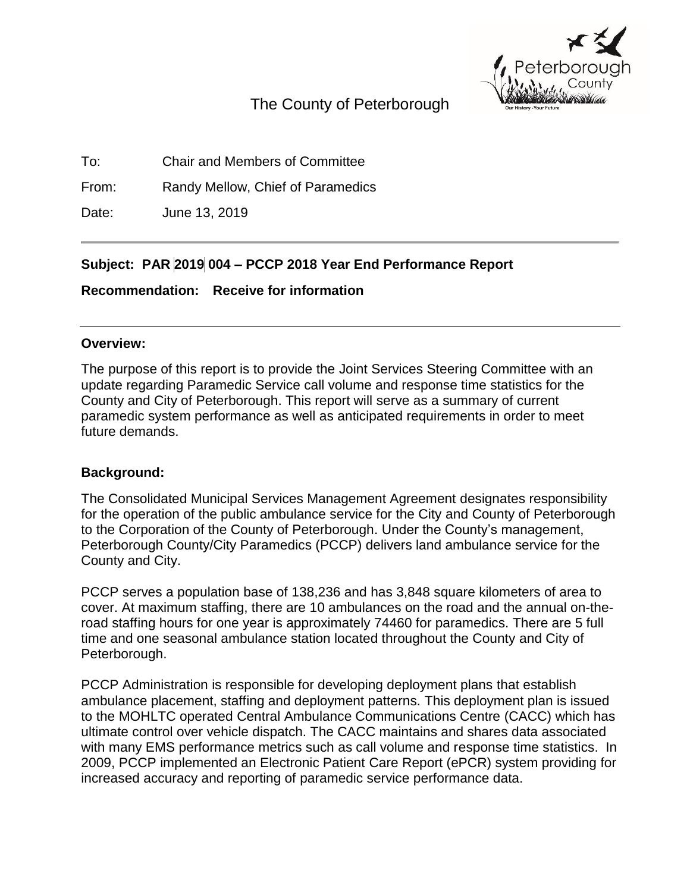The County of Peterborough

To: Chair and Members of Committee

From: Randy Mellow, Chief of Paramedics

Date: June 13, 2019

---

**Subject: PAR 2019 004 – PCCP 2018 Year End Performance Report**

**Recommendation: Receive for information**

---

**Overview:**

The purpose of this report is to provide the Joint Services Steering Committee with an update regarding Paramedic Service call volume and response time statistics for the County and City of Peterborough. This report will serve as a summary of current paramedic system performance as well as anticipated requirements in order to meet future demands.

**Background:**

The Consolidated Municipal Services Management Agreement designates responsibility for the operation of the public ambulance service for the City and County of Peterborough to the Corporation of the County of Peterborough. Under the County's management, Peterborough County/City Paramedics (PCCP) delivers land ambulance service for the County and City.

PCCP serves a population base of 138,236 and has 3,848 square kilometers of area to cover. At maximum staffing, there are 10 ambulances on the road and the annual on-the-road staffing hours for one year is approximately 74460 for paramedics. There are 5 full time and one seasonal ambulance station located throughout the County and City of Peterborough.

PCCP Administration is responsible for developing deployment plans that establish ambulance placement, staffing and deployment patterns. This deployment plan is issued to the MOHLTC operated Central Ambulance Communications Centre (CACC) which has ultimate control over vehicle dispatch. The CACC maintains and shares data associated with many EMS performance metrics such as call volume and response time statistics. In 2009, PCCP implemented an Electronic Patient Care Report (ePCR) system providing for increased accuracy and reporting of paramedic service performance data.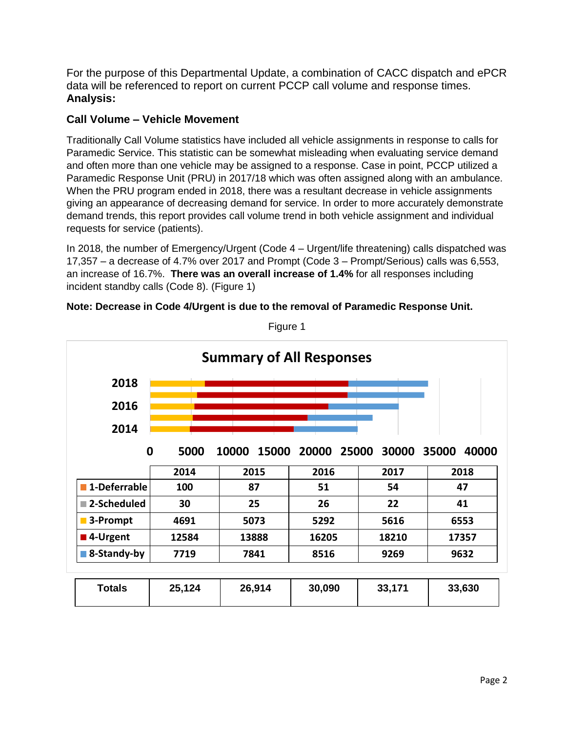For the purpose of this Departmental Update, a combination of CACC dispatch and ePCR data will be referenced to report on current PCCP call volume and response times.

**Analysis:**

### Call Volume – Vehicle Movement

Traditionally Call Volume statistics have included all vehicle assignments in response to calls for Paramedic Service. This statistic can be somewhat misleading when evaluating service demand and often more than one vehicle may be assigned to a response. Case in point, PCCP utilized a Paramedic Response Unit (PRU) in 2017/18 which was often assigned along with an ambulance. When the PRU program ended in 2018, there was a resultant decrease in vehicle assignments giving an appearance of decreasing demand for service. In order to more accurately demonstrate demand trends, this report provides call volume trend in both vehicle assignment and individual requests for service (patients).

In 2018, the number of Emergency/Urgent (Code 4 – Urgent/life threatening) calls dispatched was 17,357 – a decrease of 4.7% over 2017 and Prompt (Code 3 – Prompt/Serious) calls was 6,553, an increase of 16.7%. **There was an overall increase of 1.4%** for all responses including incident standby calls (Code 8). (Figure 1)

**Note: Decrease in Code 4/Urgent is due to the removal of Paramedic Response Unit.**

Figure 1

**Summary of All Responses**

| | 2014 | 2015 | 2016 | 2017 | 2018 |
|---|---|---|---|---|---|
| 1-Deferrable | 100 | 87 | 51 | 54 | 47 |
| 2-Scheduled | 30 | 25 | 26 | 22 | 41 |
| 3-Prompt | 4691 | 5073 | 5292 | 5616 | 6553 |
| 4-Urgent | 12584 | 13888 | 16205 | 18210 | 17357 |
| 8-Standy-by | 7719 | 7841 | 8516 | 9269 | 9632 |
| **Totals** | **25,124** | **26,914** | **30,090** | **33,171** | **33,630** |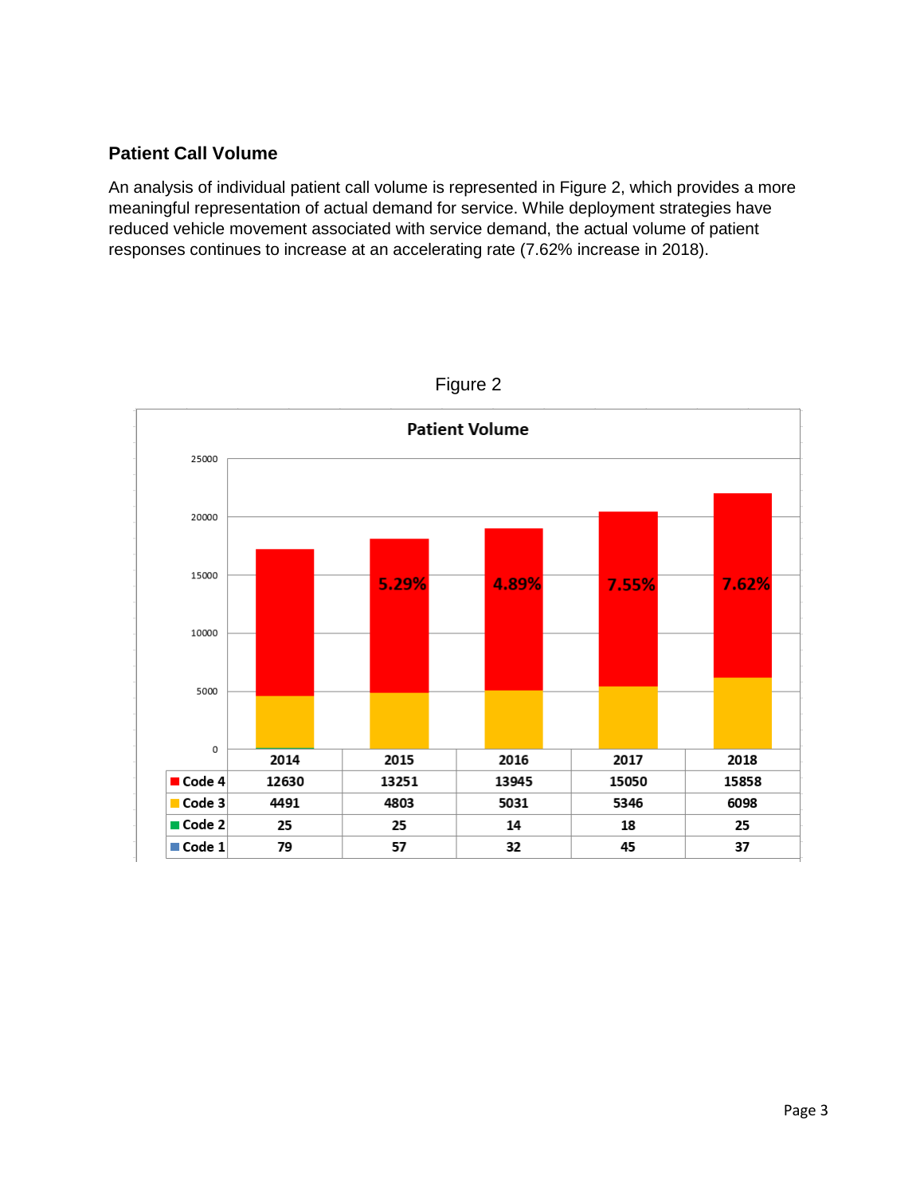## Patient Call Volume

An analysis of individual patient call volume is represented in Figure 2, which provides a more meaningful representation of actual demand for service. While deployment strategies have reduced vehicle movement associated with service demand, the actual volume of patient responses continues to increase at an accelerating rate (7.62% increase in 2018).

Figure 2

**Patient Volume**

| | 2014 | 2015 | 2016 | 2017 | 2018 |
|---|---|---|---|---|---|
| Code 4 | 12630 | 13251 | 13945 | 15050 | 15858 |
| Code 3 | 4491 | 4803 | 5031 | 5346 | 6098 |
| Code 2 | 25 | 25 | 14 | 18 | 25 |
| Code 1 | 79 | 57 | 32 | 45 | 37 |
| Increase | | 5.29% | 4.89% | 7.55% | 7.62% |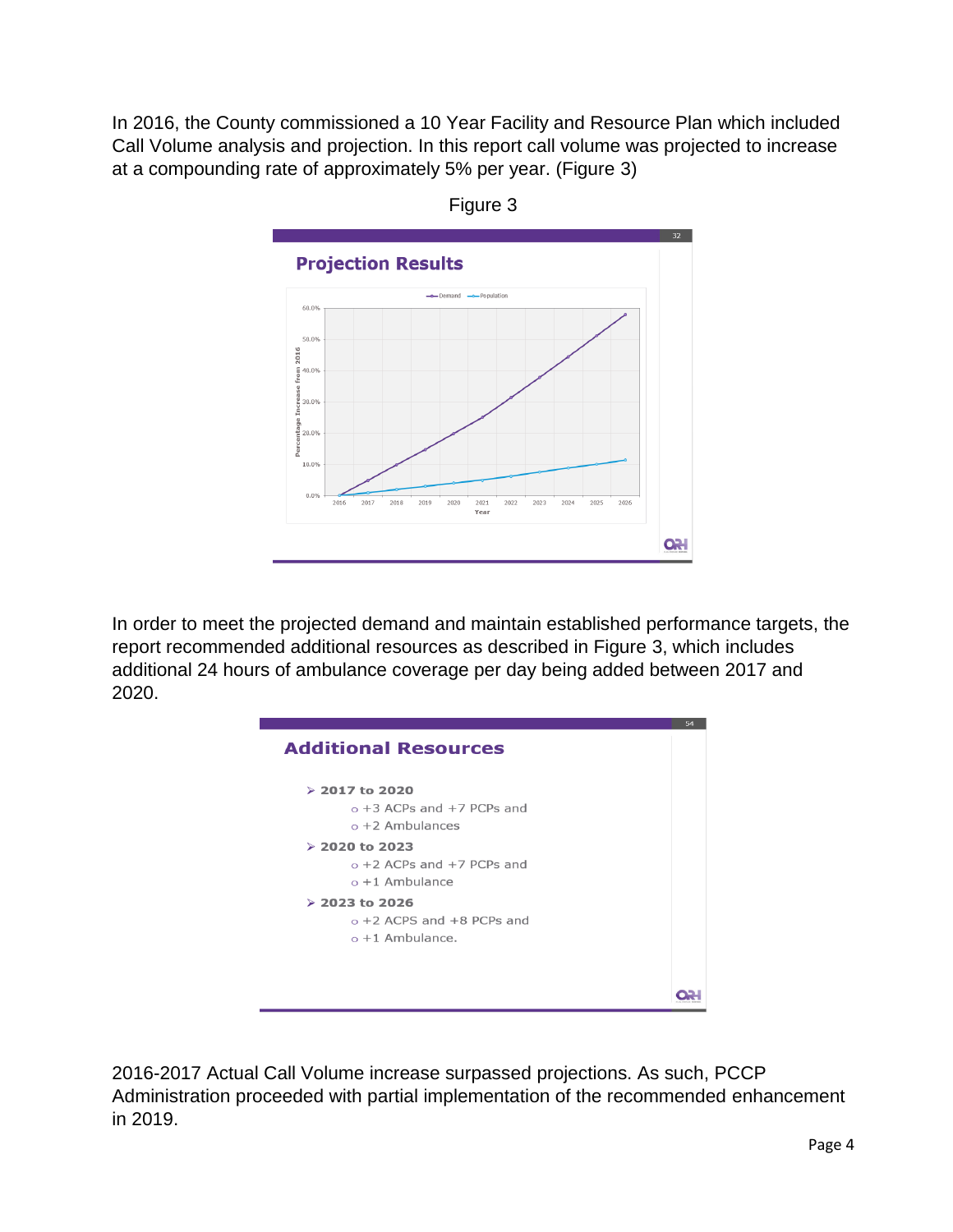In 2016, the County commissioned a 10 Year Facility and Resource Plan which included Call Volume analysis and projection. In this report call volume was projected to increase at a compounding rate of approximately 5% per year. (Figure 3)

Figure 3

**Projection Results**

In order to meet the projected demand and maintain established performance targets, the report recommended additional resources as described in Figure 3, which includes additional 24 hours of ambulance coverage per day being added between 2017 and 2020.

**Additional Resources**

- **2017 to 2020**
  - +3 ACPs and +7 PCPs and
  - +2 Ambulances
- **2020 to 2023**
  - +2 ACPs and +7 PCPs and
  - +1 Ambulance
- **2023 to 2026**
  - +2 ACPS and +8 PCPs and
  - +1 Ambulance.

2016-2017 Actual Call Volume increase surpassed projections. As such, PCCP Administration proceeded with partial implementation of the recommended enhancement in 2019.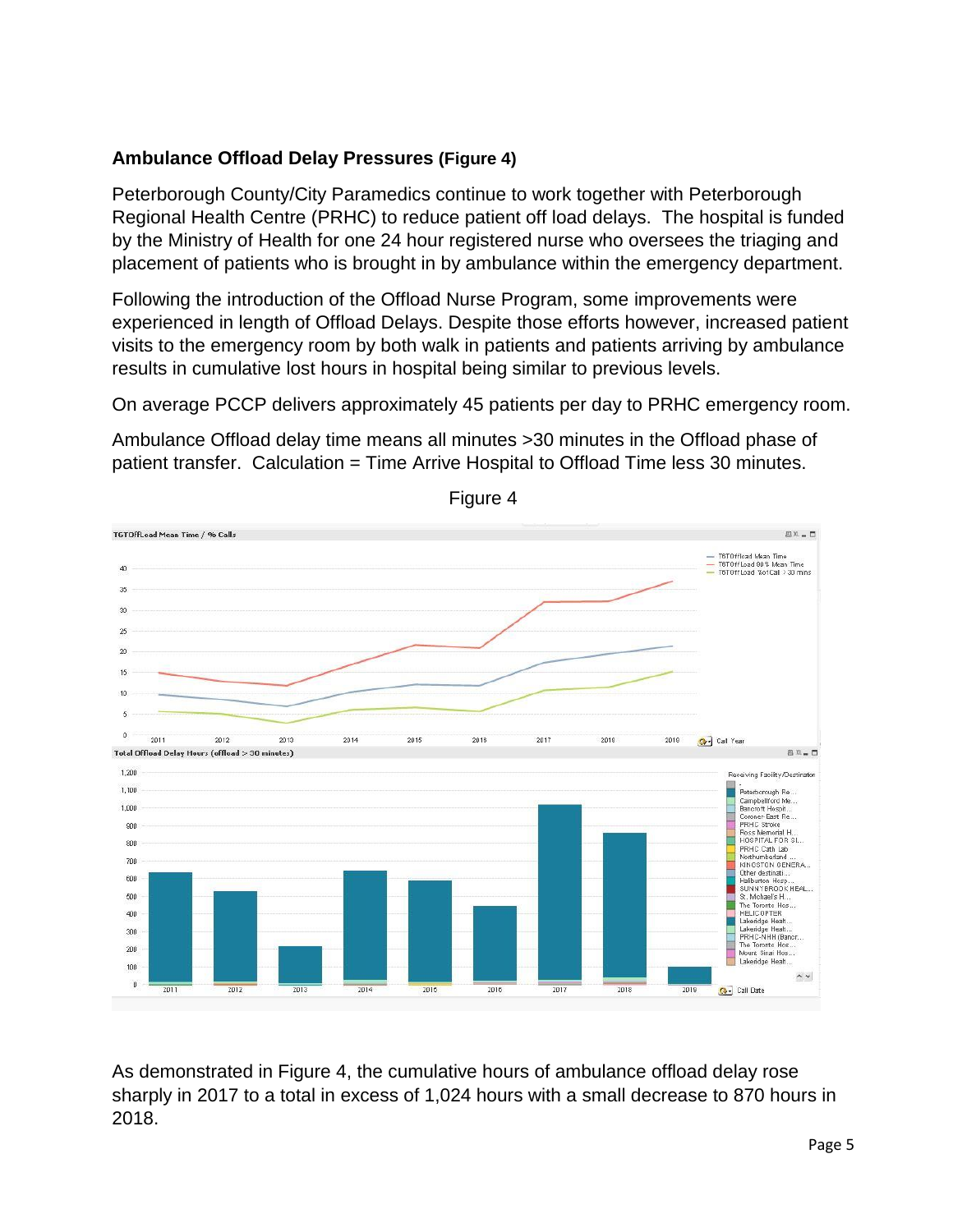**Ambulance Offload Delay Pressures (Figure 4)**

Peterborough County/City Paramedics continue to work together with Peterborough Regional Health Centre (PRHC) to reduce patient off load delays. The hospital is funded by the Ministry of Health for one 24 hour registered nurse who oversees the triaging and placement of patients who is brought in by ambulance within the emergency department.

Following the introduction of the Offload Nurse Program, some improvements were experienced in length of Offload Delays. Despite those efforts however, increased patient visits to the emergency room by both walk in patients and patients arriving by ambulance results in cumulative lost hours in hospital being similar to previous levels.

On average PCCP delivers approximately 45 patients per day to PRHC emergency room.

Ambulance Offload delay time means all minutes >30 minutes in the Offload phase of patient transfer. Calculation = Time Arrive Hospital to Offload Time less 30 minutes.

Figure 4

As demonstrated in Figure 4, the cumulative hours of ambulance offload delay rose sharply in 2017 to a total in excess of 1,024 hours with a small decrease to 870 hours in 2018.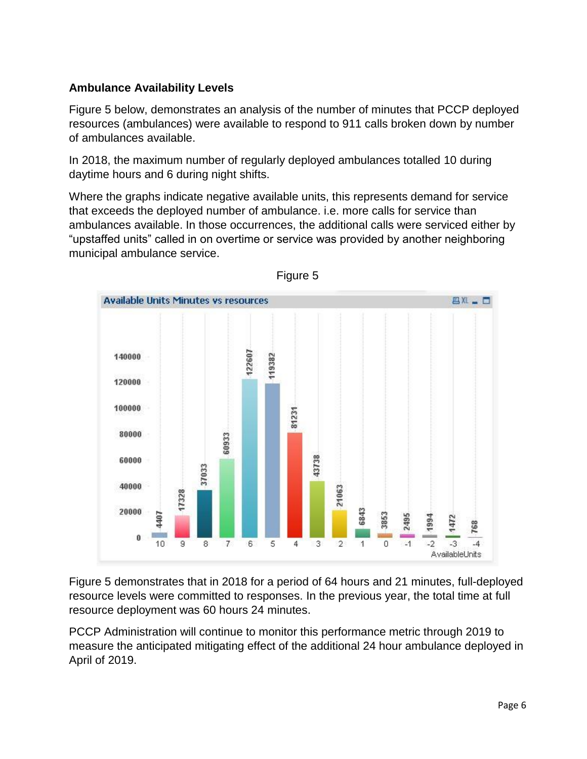### Ambulance Availability Levels

Figure 5 below, demonstrates an analysis of the number of minutes that PCCP deployed resources (ambulances) were available to respond to 911 calls broken down by number of ambulances available.

In 2018, the maximum number of regularly deployed ambulances totalled 10 during daytime hours and 6 during night shifts.

Where the graphs indicate negative available units, this represents demand for service that exceeds the deployed number of ambulance. i.e. more calls for service than ambulances available. In those occurrences, the additional calls were serviced either by "upstaffed units" called in on overtime or service was provided by another neighboring municipal ambulance service.

Figure 5

**Available Units Minutes vs resources**

| AvailableUnits | 10 | 9 | 8 | 7 | 6 | 5 | 4 | 3 | 2 | 1 | 0 | -1 | -2 | -3 | -4 |
|---|---|---|---|---|---|---|---|---|---|---|---|---|---|---|---|
| Minutes | 4407 | 17328 | 37033 | 60933 | 122607 | 119382 | 81231 | 43738 | 21063 | 6843 | 3853 | 2495 | 1994 | 1472 | 768 |

Figure 5 demonstrates that in 2018 for a period of 64 hours and 21 minutes, full-deployed resource levels were committed to responses. In the previous year, the total time at full resource deployment was 60 hours 24 minutes.

PCCP Administration will continue to monitor this performance metric through 2019 to measure the anticipated mitigating effect of the additional 24 hour ambulance deployed in April of 2019.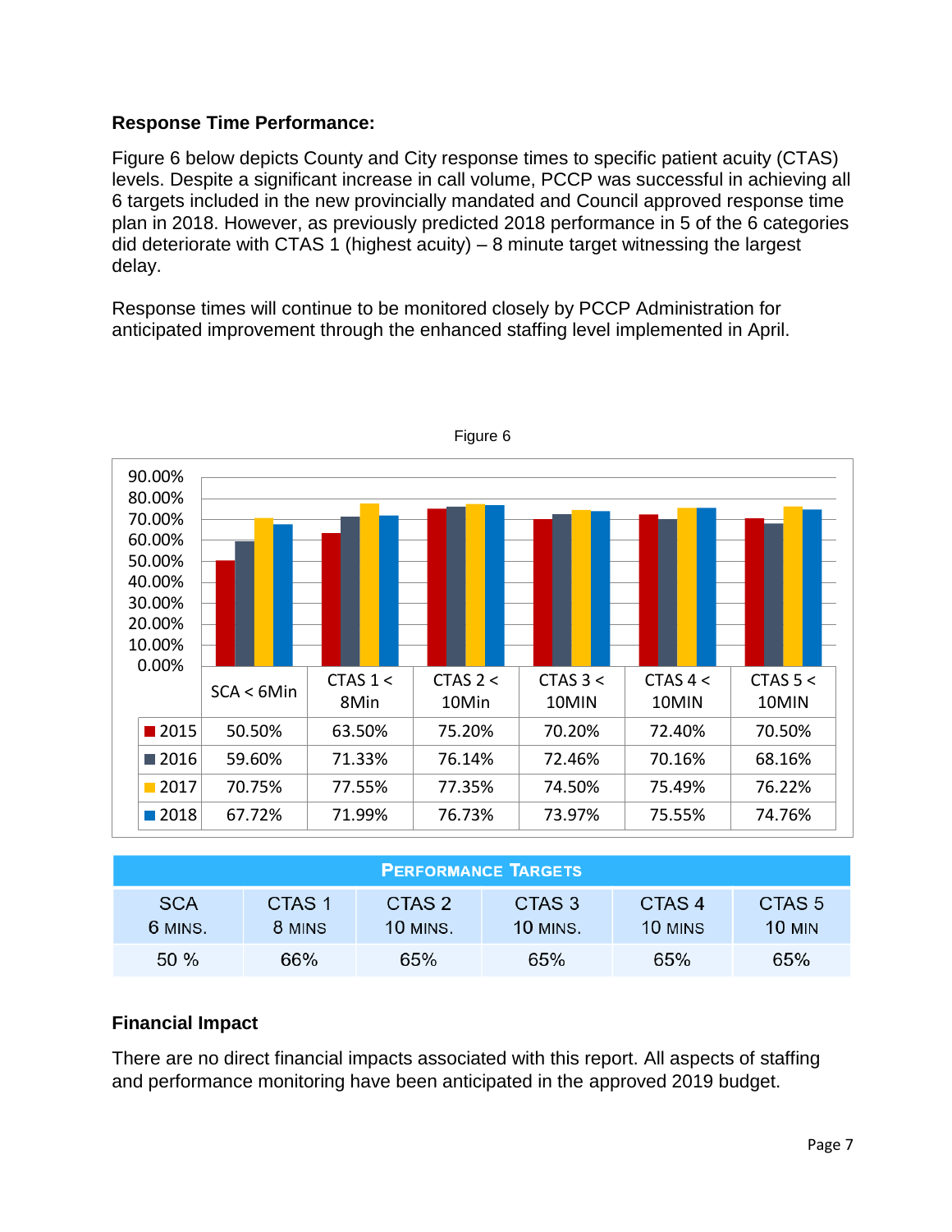## Response Time Performance:

Figure 6 below depicts County and City response times to specific patient acuity (CTAS) levels. Despite a significant increase in call volume, PCCP was successful in achieving all 6 targets included in the new provincially mandated and Council approved response time plan in 2018. However, as previously predicted 2018 performance in 5 of the 6 categories did deteriorate with CTAS 1 (highest acuity) – 8 minute target witnessing the largest delay.

Response times will continue to be monitored closely by PCCP Administration for anticipated improvement through the enhanced staffing level implemented in April.

Figure 6

| | SCA < 6Min | CTAS 1 < 8Min | CTAS 2 < 10Min | CTAS 3 < 10MIN | CTAS 4 < 10MIN | CTAS 5 < 10MIN |
|---|---|---|---|---|---|---|
| 2015 | 50.50% | 63.50% | 75.20% | 70.20% | 72.40% | 70.50% |
| 2016 | 59.60% | 71.33% | 76.14% | 72.46% | 70.16% | 68.16% |
| 2017 | 70.75% | 77.55% | 77.35% | 74.50% | 75.49% | 76.22% |
| 2018 | 67.72% | 71.99% | 76.73% | 73.97% | 75.55% | 74.76% |

| Performance Targets | | | | | |
|---|---|---|---|---|---|
| SCA 6 mins. | CTAS 1 8 mins | CTAS 2 10 mins. | CTAS 3 10 mins. | CTAS 4 10 mins | CTAS 5 10 min |
| 50 % | 66% | 65% | 65% | 65% | 65% |

## Financial Impact

There are no direct financial impacts associated with this report. All aspects of staffing and performance monitoring have been anticipated in the approved 2019 budget.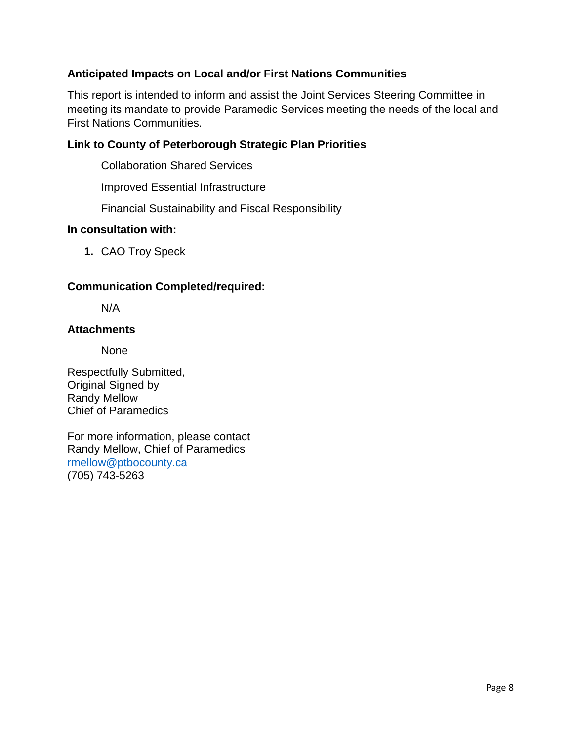### Anticipated Impacts on Local and/or First Nations Communities

This report is intended to inform and assist the Joint Services Steering Committee in meeting its mandate to provide Paramedic Services meeting the needs of the local and First Nations Communities.

### Link to County of Peterborough Strategic Plan Priorities

Collaboration Shared Services

Improved Essential Infrastructure

Financial Sustainability and Fiscal Responsibility

### In consultation with:

1. CAO Troy Speck

### Communication Completed/required:

N/A

### Attachments

None

Respectfully Submitted,
Original Signed by
Randy Mellow
Chief of Paramedics

For more information, please contact
Randy Mellow, Chief of Paramedics
rmellow@ptbocounty.ca
(705) 743-5263